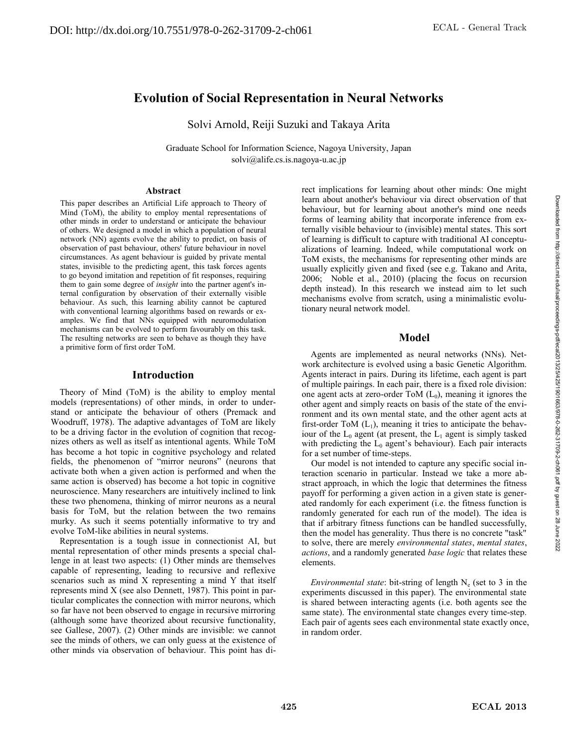# Evolution of Social Representation in Neural Networks

Solvi Arnold, Reiji Suzuki and Takaya Arita

Graduate School for Information Science, Nagoya University, Japan
solvi@alife.cs.is.nagoya-u.ac.jp

## Abstract

This paper describes an Artificial Life approach to Theory of Mind (ToM), the ability to employ mental representations of other minds in order to understand or anticipate the behaviour of others. We designed a model in which a population of neural network (NN) agents evolve the ability to predict, on basis of observation of past behaviour, others' future behaviour in novel circumstances. As agent behaviour is guided by private mental states, invisible to the predicting agent, this task forces agents to go beyond imitation and repetition of fit responses, requiring them to gain some degree of *insight* into the partner agent's internal configuration by observation of their externally visible behaviour. As such, this learning ability cannot be captured with conventional learning algorithms based on rewards or examples. We find that NNs equipped with neuromodulation mechanisms can be evolved to perform favourably on this task. The resulting networks are seen to behave as though they have a primitive form of first order ToM.

## Introduction

Theory of Mind (ToM) is the ability to employ mental models (representations) of other minds, in order to understand or anticipate the behaviour of others (Premack and Woodruff, 1978). The adaptive advantages of ToM are likely to be a driving factor in the evolution of cognition that recognizes others as well as itself as intentional agents. While ToM has become a hot topic in cognitive psychology and related fields, the phenomenon of "mirror neurons" (neurons that activate both when a given action is performed and when the same action is observed) has become a hot topic in cognitive neuroscience. Many researchers are intuitively inclined to link these two phenomena, thinking of mirror neurons as a neural basis for ToM, but the relation between the two remains murky. As such it seems potentially informative to try and evolve ToM-like abilities in neural systems.

Representation is a tough issue in connectionist AI, but mental representation of other minds presents a special challenge in at least two aspects: (1) Other minds are themselves capable of representing, leading to recursive and reflexive scenarios such as mind X representing a mind Y that itself represents mind X (see also Dennett, 1987). This point in particular complicates the connection with mirror neurons, which so far have not been observed to engage in recursive mirroring (although some have theorized about recursive functionality, see Gallese, 2007). (2) Other minds are invisible: we cannot see the minds of others, we can only guess at the existence of other minds via observation of behaviour. This point has direct implications for learning about other minds: One might learn about another's behaviour via direct observation of that behaviour, but for learning about another's mind one needs forms of learning ability that incorporate inference from externally visible behaviour to (invisible) mental states. This sort of learning is difficult to capture with traditional AI conceptualizations of learning. Indeed, while computational work on ToM exists, the mechanisms for representing other minds are usually explicitly given and fixed (see e.g. Takano and Arita, 2006; Noble et al., 2010) (placing the focus on recursion depth instead). In this research we instead aim to let such mechanisms evolve from scratch, using a minimalistic evolutionary neural network model.

## Model

Agents are implemented as neural networks (NNs). Network architecture is evolved using a basic Genetic Algorithm. Agents interact in pairs. During its lifetime, each agent is part of multiple pairings. In each pair, there is a fixed role division: one agent acts at zero-order ToM ($L_0$), meaning it ignores the other agent and simply reacts on basis of the state of the environment and its own mental state, and the other agent acts at first-order ToM ($L_1$), meaning it tries to anticipate the behaviour of the $L_0$ agent (at present, the $L_1$ agent is simply tasked with predicting the $L_0$ agent's behaviour). Each pair interacts for a set number of time-steps.

Our model is not intended to capture any specific social interaction scenario in particular. Instead we take a more abstract approach, in which the logic that determines the fitness payoff for performing a given action in a given state is generated randomly for each experiment (i.e. the fitness function is randomly generated for each run of the model). The idea is that if arbitrary fitness functions can be handled successfully, then the model has generality. Thus there is no concrete "task" to solve, there are merely *environmental states*, *mental states*, *actions*, and a randomly generated *base logic* that relates these elements.

*Environmental state*: bit-string of length $N_e$ (set to 3 in the experiments discussed in this paper). The environmental state is shared between interacting agents (i.e. both agents see the same state). The environmental state changes every time-step. Each pair of agents sees each environmental state exactly once, in random order.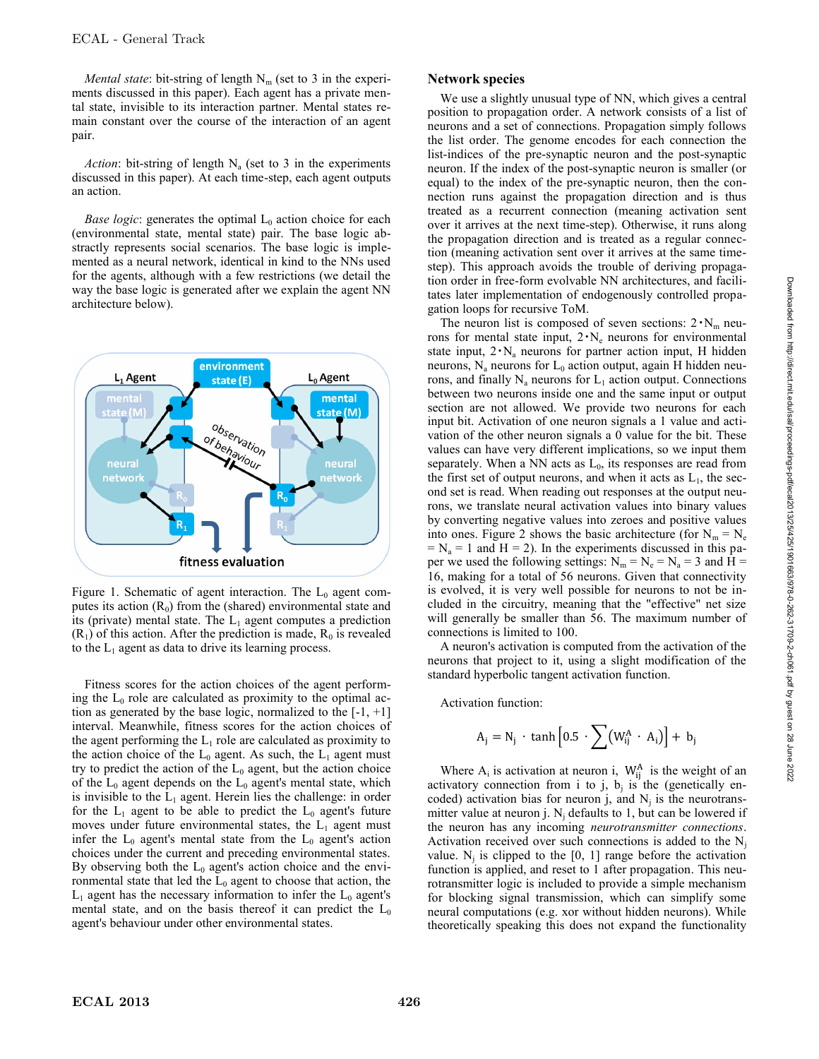*Mental state*: bit-string of length $N_m$ (set to 3 in the experiments discussed in this paper). Each agent has a private mental state, invisible to its interaction partner. Mental states remain constant over the course of the interaction of an agent pair.

*Action*: bit-string of length $N_a$ (set to 3 in the experiments discussed in this paper). At each time-step, each agent outputs an action.

*Base logic*: generates the optimal $L_0$ action choice for each (environmental state, mental state) pair. The base logic abstractly represents social scenarios. The base logic is implemented as a neural network, identical in kind to the NNs used for the agents, although with a few restrictions (we detail the way the base logic is generated after we explain the agent NN architecture below).

Figure 1. Schematic of agent interaction. The $L_0$ agent computes its action ($R_0$) from the (shared) environmental state and its (private) mental state. The $L_1$ agent computes a prediction ($R_1$) of this action. After the prediction is made, $R_0$ is revealed to the $L_1$ agent as data to drive its learning process.

Fitness scores for the action choices of the agent performing the $L_0$ role are calculated as proximity to the optimal action as generated by the base logic, normalized to the [-1, +1] interval. Meanwhile, fitness scores for the action choices of the agent performing the $L_1$ role are calculated as proximity to the action choice of the $L_0$ agent. As such, the $L_1$ agent must try to predict the action of the $L_0$ agent, but the action choice of the $L_0$ agent depends on the $L_0$ agent's mental state, which is invisible to the $L_1$ agent. Herein lies the challenge: in order for the $L_1$ agent to be able to predict the $L_0$ agent's future moves under future environmental states, the $L_1$ agent must infer the $L_0$ agent's mental state from the $L_0$ agent's action choices under the current and preceding environmental states. By observing both the $L_0$ agent's action choice and the environmental state that led the $L_0$ agent to choose that action, the $L_1$ agent has the necessary information to infer the $L_0$ agent's mental state, and on the basis thereof it can predict the $L_0$ agent's behaviour under other environmental states.

## Network species

We use a slightly unusual type of NN, which gives a central position to propagation order. A network consists of a list of neurons and a set of connections. Propagation simply follows the list order. The genome encodes for each connection the list-indices of the pre-synaptic neuron and the post-synaptic neuron. If the index of the post-synaptic neuron is smaller (or equal) to the index of the pre-synaptic neuron, then the connection runs against the propagation direction and is thus treated as a recurrent connection (meaning activation sent over it arrives at the next time-step). Otherwise, it runs along the propagation direction and is treated as a regular connection (meaning activation sent over it arrives at the same time-step). This approach avoids the trouble of deriving propagation order in free-form evolvable NN architectures, and facilitates later implementation of endogenously controlled propagation loops for recursive ToM.

The neuron list is composed of seven sections: $2 \cdot N_m$ neurons for mental state input, $2 \cdot N_e$ neurons for environmental state input, $2 \cdot N_a$ neurons for partner action input, H hidden neurons, $N_a$ neurons for $L_0$ action output, again H hidden neurons, and finally $N_a$ neurons for $L_1$ action output. Connections between two neurons inside one and the same input or output section are not allowed. We provide two neurons for each input bit. Activation of one neuron signals a 1 value and activation of the other neuron signals a 0 value for the bit. These values can have very different implications, so we input them separately. When a NN acts as $L_0$, its responses are read from the first set of output neurons, and when it acts as $L_1$, the second set is read. When reading out responses at the output neurons, we translate neural activation values into binary values by converting negative values into zeroes and positive values into ones. Figure 2 shows the basic architecture (for $N_m = N_e = N_a = 1$ and $H = 2$). In the experiments discussed in this paper we used the following settings: $N_m = N_e = N_a = 3$ and $H = 16$, making for a total of 56 neurons. Given that connectivity is evolved, it is very well possible for neurons to not be included in the circuitry, meaning that the "effective" net size will generally be smaller than 56. The maximum number of connections is limited to 100.

A neuron's activation is computed from the activation of the neurons that project to it, using a slight modification of the standard hyperbolic tangent activation function.

Activation function:

$$A_j = N_j \cdot \tanh\left[0.5 \cdot \sum \left(W_{ij}^A \cdot A_i\right)\right] + b_j$$

Where $A_i$ is activation at neuron i, $W_{ij}^A$ is the weight of an activatory connection from i to j, $b_j$ is the (genetically encoded) activation bias for neuron j, and $N_j$ is the neurotransmitter value at neuron j. $N_j$ defaults to 1, but can be lowered if the neuron has any incoming *neurotransmitter connections*. Activation received over such connections is added to the $N_j$ value. $N_j$ is clipped to the [0, 1] range before the activation function is applied, and reset to 1 after propagation. This neurotransmitter logic is included to provide a simple mechanism for blocking signal transmission, which can simplify some neural computations (e.g. xor without hidden neurons). While theoretically speaking this does not expand the functionality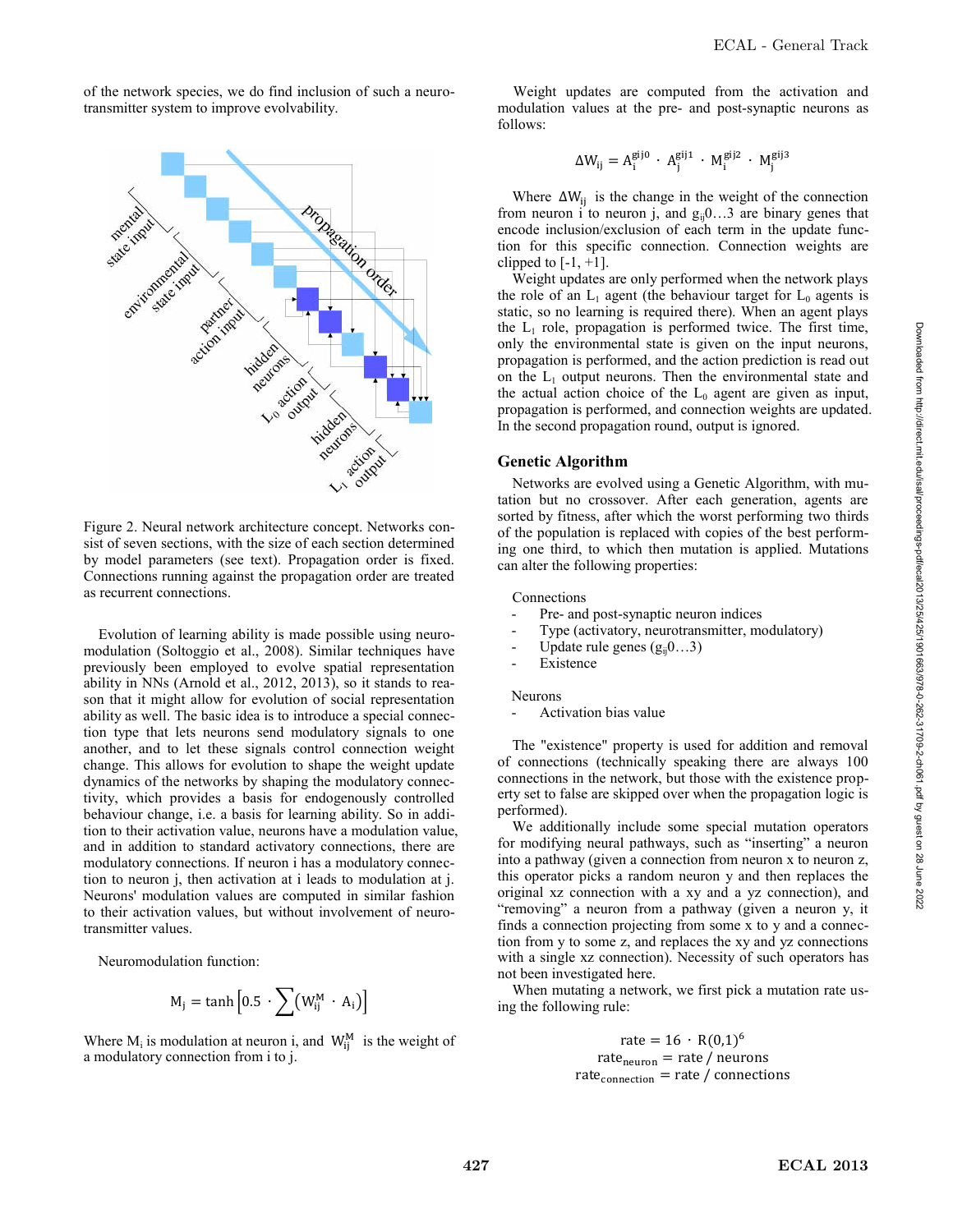of the network species, we do find inclusion of such a neurotransmitter system to improve evolvability.

Figure 2. Neural network architecture concept. Networks consist of seven sections, with the size of each section determined by model parameters (see text). Propagation order is fixed. Connections running against the propagation order are treated as recurrent connections.

Evolution of learning ability is made possible using neuromodulation (Soltoggio et al., 2008). Similar techniques have previously been employed to evolve spatial representation ability in NNs (Arnold et al., 2012, 2013), so it stands to reason that it might allow for evolution of social representation ability as well. The basic idea is to introduce a special connection type that lets neurons send modulatory signals to one another, and to let these signals control connection weight change. This allows for evolution to shape the weight update dynamics of the networks by shaping the modulatory connectivity, which provides a basis for endogenously controlled behaviour change, i.e. a basis for learning ability. So in addition to their activation value, neurons have a modulation value, and in addition to standard activatory connections, there are modulatory connections. If neuron i has a modulatory connection to neuron j, then activation at i leads to modulation at j. Neurons' modulation values are computed in similar fashion to their activation values, but without involvement of neurotransmitter values.

Neuromodulation function:

$$M_j = \tanh\left[0.5 \cdot \sum\left(W_{ij}^M \cdot A_i\right)\right]$$

Where $M_i$ is modulation at neuron i, and $W_{ij}^M$ is the weight of a modulatory connection from i to j.

Weight updates are computed from the activation and modulation values at the pre- and post-synaptic neurons as follows:

$$\Delta W_{ij} = A_i^{g_{ij}0} \cdot A_j^{g_{ij}1} \cdot M_i^{g_{ij}2} \cdot M_j^{g_{ij}3}$$

Where $\Delta W_{ij}$ is the change in the weight of the connection from neuron i to neuron j, and $g_{ij}0 \ldots 3$ are binary genes that encode inclusion/exclusion of each term in the update function for this specific connection. Connection weights are clipped to [-1, +1].

Weight updates are only performed when the network plays the role of an $L_1$ agent (the behaviour target for $L_0$ agents is static, so no learning is required there). When an agent plays the $L_1$ role, propagation is performed twice. The first time, only the environmental state is given on the input neurons, propagation is performed, and the action prediction is read out on the $L_1$ output neurons. Then the environmental state and the actual action choice of the $L_0$ agent are given as input, propagation is performed, and connection weights are updated. In the second propagation round, output is ignored.

## Genetic Algorithm

Networks are evolved using a Genetic Algorithm, with mutation but no crossover. After each generation, agents are sorted by fitness, after which the worst performing two thirds of the population is replaced with copies of the best performing one third, to which then mutation is applied. Mutations can alter the following properties:

Connections
- Pre- and post-synaptic neuron indices
- Type (activatory, neurotransmitter, modulatory)
- Update rule genes ($g_{ij}0 \ldots 3$)
- Existence

Neurons
- Activation bias value

The "existence" property is used for addition and removal of connections (technically speaking there are always 100 connections in the network, but those with the existence property set to false are skipped over when the propagation logic is performed).

We additionally include some special mutation operators for modifying neural pathways, such as "inserting" a neuron into a pathway (given a connection from neuron x to neuron z, this operator picks a random neuron y and then replaces the original xz connection with a xy and a yz connection), and "removing" a neuron from a pathway (given a neuron y, it finds a connection projecting from some x to y and a connection from y to some z, and replaces the xy and yz connections with a single xz connection). Necessity of such operators has not been investigated here.

When mutating a network, we first pick a mutation rate using the following rule:

$$\text{rate} = 16 \cdot R(0,1)^6$$
$$\text{rate}_{\text{neuron}} = \text{rate} \,/\, \text{neurons}$$
$$\text{rate}_{\text{connection}} = \text{rate} \,/\, \text{connections}$$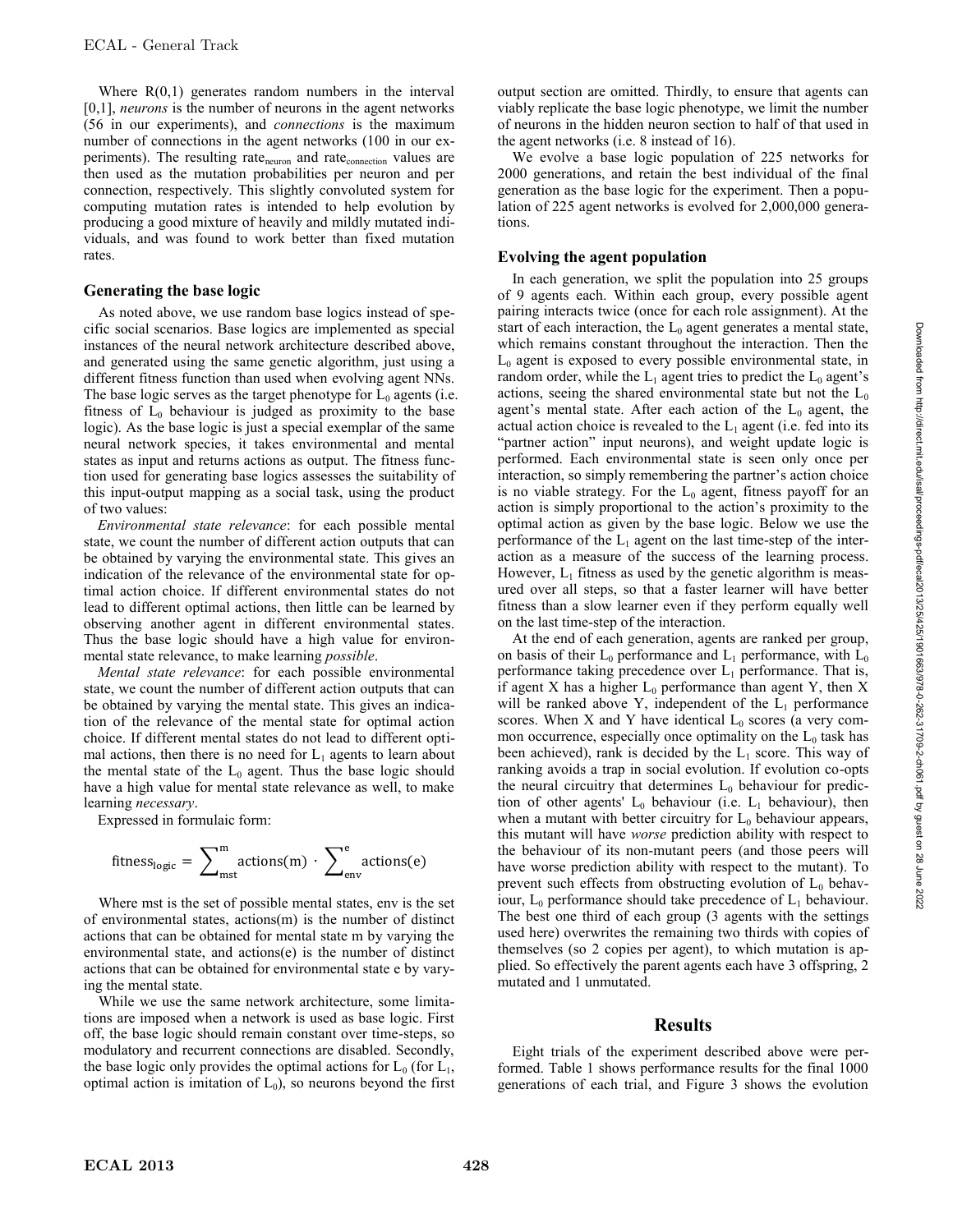Where R(0,1) generates random numbers in the interval [0,1], *neurons* is the number of neurons in the agent networks (56 in our experiments), and *connections* is the maximum number of connections in the agent networks (100 in our experiments). The resulting $\text{rate}_{\text{neuron}}$ and $\text{rate}_{\text{connection}}$ values are then used as the mutation probabilities per neuron and per connection, respectively. This slightly convoluted system for computing mutation rates is intended to help evolution by producing a good mixture of heavily and mildly mutated individuals, and was found to work better than fixed mutation rates.

### Generating the base logic

As noted above, we use random base logics instead of specific social scenarios. Base logics are implemented as special instances of the neural network architecture described above, and generated using the same genetic algorithm, just using a different fitness function than used when evolving agent NNs. The base logic serves as the target phenotype for $L_0$ agents (i.e. fitness of $L_0$ behaviour is judged as proximity to the base logic). As the base logic is just a special exemplar of the same neural network species, it takes environmental and mental states as input and returns actions as output. The fitness function used for generating base logics assesses the suitability of this input-output mapping as a social task, using the product of two values:

*Environmental state relevance*: for each possible mental state, we count the number of different action outputs that can be obtained by varying the environmental state. This gives an indication of the relevance of the environmental state for optimal action choice. If different environmental states do not lead to different optimal actions, then little can be learned by observing another agent in different environmental states. Thus the base logic should have a high value for environmental state relevance, to make learning *possible*.

*Mental state relevance*: for each possible environmental state, we count the number of different action outputs that can be obtained by varying the mental state. This gives an indication of the relevance of the mental state for optimal action choice. If different mental states do not lead to different optimal actions, then there is no need for $L_1$ agents to learn about the mental state of the $L_0$ agent. Thus the base logic should have a high value for mental state relevance as well, to make learning *necessary*.

Expressed in formulaic form:

$$\text{fitness}_{\text{logic}} = \sum_{\text{mst}}^{\text{m}} \text{actions(m)} \cdot \sum_{\text{env}}^{\text{e}} \text{actions(e)}$$

Where mst is the set of possible mental states, env is the set of environmental states, actions(m) is the number of distinct actions that can be obtained for mental state m by varying the environmental state, and actions(e) is the number of distinct actions that can be obtained for environmental state e by varying the mental state.

While we use the same network architecture, some limitations are imposed when a network is used as base logic. First off, the base logic should remain constant over time-steps, so modulatory and recurrent connections are disabled. Secondly, the base logic only provides the optimal actions for $L_0$ (for $L_1$, optimal action is imitation of $L_0$), so neurons beyond the first output section are omitted. Thirdly, to ensure that agents can viably replicate the base logic phenotype, we limit the number of neurons in the hidden neuron section to half of that used in the agent networks (i.e. 8 instead of 16).

We evolve a base logic population of 225 networks for 2000 generations, and retain the best individual of the final generation as the base logic for the experiment. Then a population of 225 agent networks is evolved for 2,000,000 generations.

### Evolving the agent population

In each generation, we split the population into 25 groups of 9 agents each. Within each group, every possible agent pairing interacts twice (once for each role assignment). At the start of each interaction, the $L_0$ agent generates a mental state, which remains constant throughout the interaction. Then the $L_0$ agent is exposed to every possible environmental state, in random order, while the $L_1$ agent tries to predict the $L_0$ agent's actions, seeing the shared environmental state but not the $L_0$ agent's mental state. After each action of the $L_0$ agent, the actual action choice is revealed to the $L_1$ agent (i.e. fed into its "partner action" input neurons), and weight update logic is performed. Each environmental state is seen only once per interaction, so simply remembering the partner's action choice is no viable strategy. For the $L_0$ agent, fitness payoff for an action is simply proportional to the action's proximity to the optimal action as given by the base logic. Below we use the performance of the $L_1$ agent on the last time-step of the interaction as a measure of the success of the learning process. However, $L_1$ fitness as used by the genetic algorithm is measured over all steps, so that a faster learner will have better fitness than a slow learner even if they perform equally well on the last time-step of the interaction.

At the end of each generation, agents are ranked per group, on basis of their $L_0$ performance and $L_1$ performance, with $L_0$ performance taking precedence over $L_1$ performance. That is, if agent X has a higher $L_0$ performance than agent Y, then X will be ranked above Y, independent of the $L_1$ performance scores. When X and Y have identical $L_0$ scores (a very common occurrence, especially once optimality on the $L_0$ task has been achieved), rank is decided by the $L_1$ score. This way of ranking avoids a trap in social evolution. If evolution co-opts the neural circuitry that determines $L_0$ behaviour for prediction of other agents' $L_0$ behaviour (i.e. $L_1$ behaviour), then when a mutant with better circuitry for $L_0$ behaviour appears, this mutant will have *worse* prediction ability with respect to the behaviour of its non-mutant peers (and those peers will have worse prediction ability with respect to the mutant). To prevent such effects from obstructing evolution of $L_0$ behaviour, $L_0$ performance should take precedence of $L_1$ behaviour. The best one third of each group (3 agents with the settings used here) overwrites the remaining two thirds with copies of themselves (so 2 copies per agent), to which mutation is applied. So effectively the parent agents each have 3 offspring, 2 mutated and 1 unmutated.

## Results

Eight trials of the experiment described above were performed. Table 1 shows performance results for the final 1000 generations of each trial, and Figure 3 shows the evolution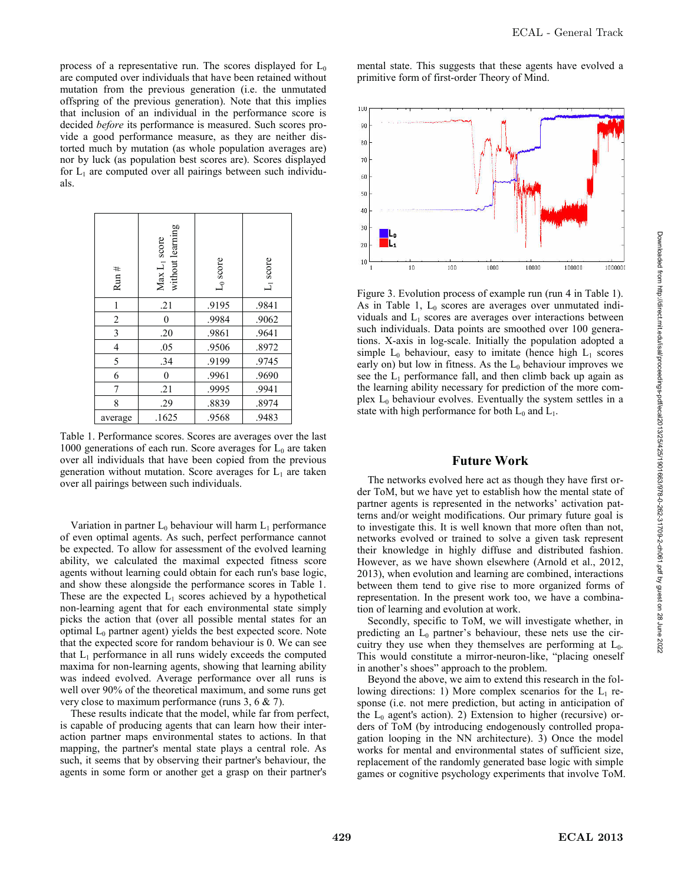process of a representative run. The scores displayed for $L_0$ are computed over individuals that have been retained without mutation from the previous generation (i.e. the unmutated offspring of the previous generation). Note that this implies that inclusion of an individual in the performance score is decided *before* its performance is measured. Such scores provide a good performance measure, as they are neither distorted much by mutation (as whole population averages are) nor by luck (as population best scores are). Scores displayed for $L_1$ are computed over all pairings between such individuals.

| Run # | Max $L_1$ score without learning | $L_0$ score | $L_1$ score |
|---|---|---|---|
| 1 | .21 | .9195 | .9841 |
| 2 | 0 | .9984 | .9062 |
| 3 | .20 | .9861 | .9641 |
| 4 | .05 | .9506 | .8972 |
| 5 | .34 | .9199 | .9745 |
| 6 | 0 | .9961 | .9690 |
| 7 | .21 | .9995 | .9941 |
| 8 | .29 | .8839 | .8974 |
| average | .1625 | .9568 | .9483 |

Table 1. Performance scores. Scores are averages over the last 1000 generations of each run. Score averages for $L_0$ are taken over all individuals that have been copied from the previous generation without mutation. Score averages for $L_1$ are taken over all pairings between such individuals.

Variation in partner $L_0$ behaviour will harm $L_1$ performance of even optimal agents. As such, perfect performance cannot be expected. To allow for assessment of the evolved learning ability, we calculated the maximal expected fitness score agents without learning could obtain for each run's base logic, and show these alongside the performance scores in Table 1. These are the expected $L_1$ scores achieved by a hypothetical non-learning agent that for each environmental state simply picks the action that (over all possible mental states for an optimal $L_0$ partner agent) yields the best expected score. Note that the expected score for random behaviour is 0. We can see that $L_1$ performance in all runs widely exceeds the computed maxima for non-learning agents, showing that learning ability was indeed evolved. Average performance over all runs is well over 90% of the theoretical maximum, and some runs get very close to maximum performance (runs 3, 6 & 7).

These results indicate that the model, while far from perfect, is capable of producing agents that can learn how their interaction partner maps environmental states to actions. In that mapping, the partner's mental state plays a central role. As such, it seems that by observing their partner's behaviour, the agents in some form or another get a grasp on their partner's mental state. This suggests that these agents have evolved a primitive form of first-order Theory of Mind.

Figure 3. Evolution process of example run (run 4 in Table 1). As in Table 1, $L_0$ scores are averages over unmutated individuals and $L_1$ scores are averages over interactions between such individuals. Data points are smoothed over 100 generations. X-axis in log-scale. Initially the population adopted a simple $L_0$ behaviour, easy to imitate (hence high $L_1$ scores early on) but low in fitness. As the $L_0$ behaviour improves we see the $L_1$ performance fall, and then climb back up again as the learning ability necessary for prediction of the more complex $L_0$ behaviour evolves. Eventually the system settles in a state with high performance for both $L_0$ and $L_1$.

## Future Work

The networks evolved here act as though they have first order ToM, but we have yet to establish how the mental state of partner agents is represented in the networks' activation patterns and/or weight modifications. Our primary future goal is to investigate this. It is well known that more often than not, networks evolved or trained to solve a given task represent their knowledge in highly diffuse and distributed fashion. However, as we have shown elsewhere (Arnold et al., 2012, 2013), when evolution and learning are combined, interactions between them tend to give rise to more organized forms of representation. In the present work too, we have a combination of learning and evolution at work.

Secondly, specific to ToM, we will investigate whether, in predicting an $L_0$ partner's behaviour, these nets use the circuitry they use when they themselves are performing at $L_0$. This would constitute a mirror-neuron-like, "placing oneself in another's shoes" approach to the problem.

Beyond the above, we aim to extend this research in the following directions: 1) More complex scenarios for the $L_1$ response (i.e. not mere prediction, but acting in anticipation of the $L_0$ agent's action). 2) Extension to higher (recursive) orders of ToM (by introducing endogenously controlled propagation looping in the NN architecture). 3) Once the model works for mental and environmental states of sufficient size, replacement of the randomly generated base logic with simple games or cognitive psychology experiments that involve ToM.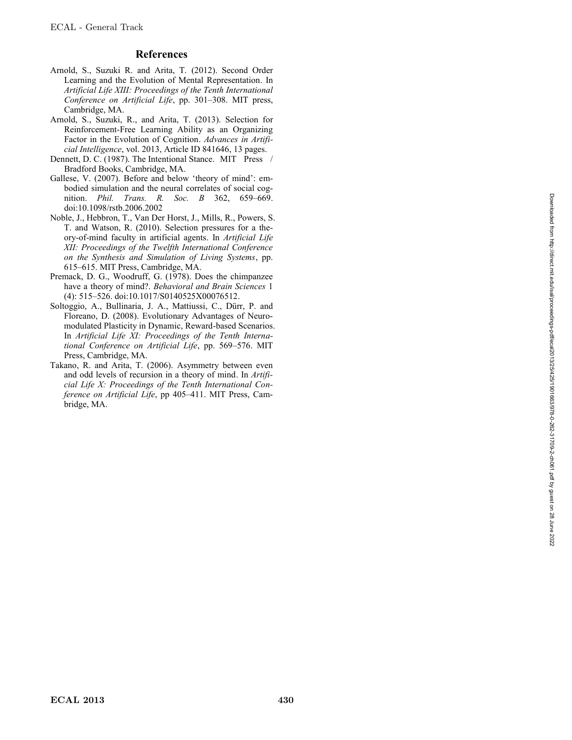## References

Arnold, S., Suzuki R. and Arita, T. (2012). Second Order Learning and the Evolution of Mental Representation. In *Artificial Life XIII: Proceedings of the Tenth International Conference on Artificial Life*, pp. 301–308. MIT press, Cambridge, MA.

Arnold, S., Suzuki, R., and Arita, T. (2013). Selection for Reinforcement-Free Learning Ability as an Organizing Factor in the Evolution of Cognition. *Advances in Artificial Intelligence*, vol. 2013, Article ID 841646, 13 pages.

Dennett, D. C. (1987). The Intentional Stance. MIT Press / Bradford Books, Cambridge, MA.

Gallese, V. (2007). Before and below 'theory of mind': embodied simulation and the neural correlates of social cognition. *Phil. Trans. R. Soc. B* 362, 659–669. doi:10.1098/rstb.2006.2002

Noble, J., Hebbron, T., Van Der Horst, J., Mills, R., Powers, S. T. and Watson, R. (2010). Selection pressures for a theory-of-mind faculty in artificial agents. In *Artificial Life XII: Proceedings of the Twelfth International Conference on the Synthesis and Simulation of Living Systems*, pp. 615–615. MIT Press, Cambridge, MA.

Premack, D. G., Woodruff, G. (1978). Does the chimpanzee have a theory of mind?. *Behavioral and Brain Sciences* 1 (4): 515–526. doi:10.1017/S0140525X00076512.

Soltoggio, A., Bullinaria, J. A., Mattiussi, C., Dürr, P. and Floreano, D. (2008). Evolutionary Advantages of Neuromodulated Plasticity in Dynamic, Reward-based Scenarios. In *Artificial Life XI: Proceedings of the Tenth International Conference on Artificial Life*, pp. 569–576. MIT Press, Cambridge, MA.

Takano, R. and Arita, T. (2006). Asymmetry between even and odd levels of recursion in a theory of mind. In *Artificial Life X: Proceedings of the Tenth International Conference on Artificial Life*, pp 405–411. MIT Press, Cambridge, MA.